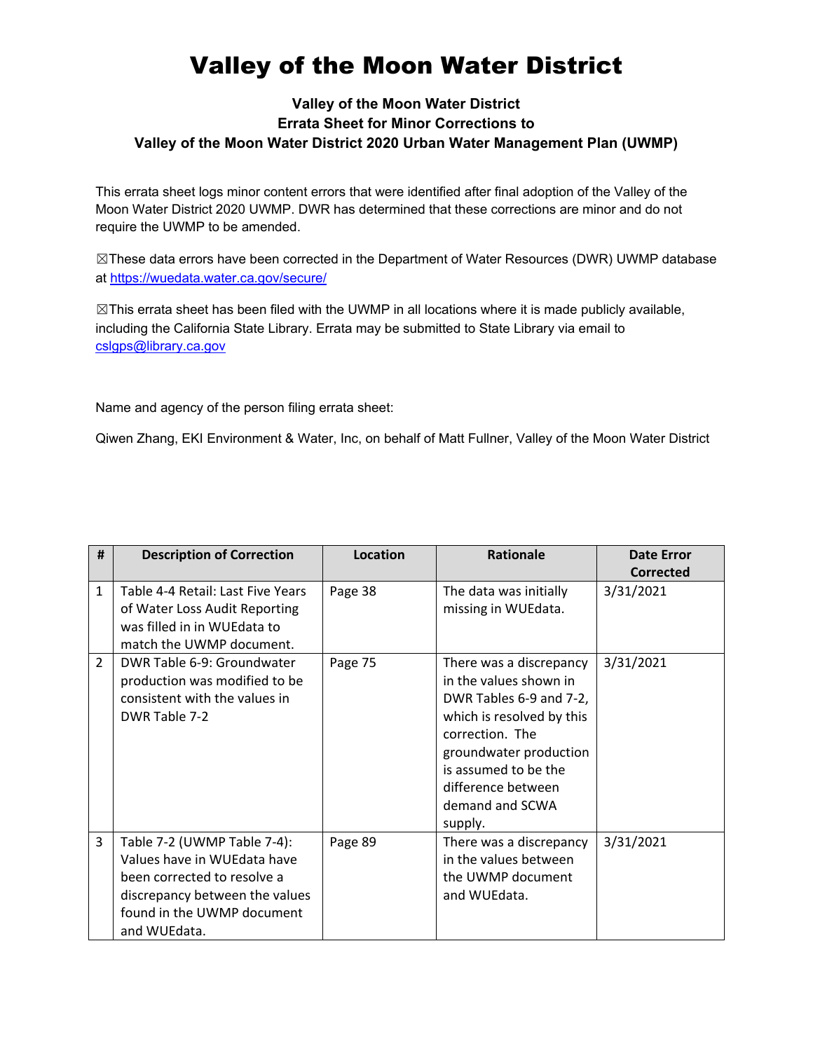# Valley of the Moon Water District

### Valley of the Moon Water District
### Errata Sheet for Minor Corrections to
### Valley of the Moon Water District 2020 Urban Water Management Plan (UWMP)

This errata sheet logs minor content errors that were identified after final adoption of the Valley of the Moon Water District 2020 UWMP. DWR has determined that these corrections are minor and do not require the UWMP to be amended.

☒These data errors have been corrected in the Department of Water Resources (DWR) UWMP database at https://wuedata.water.ca.gov/secure/

☒This errata sheet has been filed with the UWMP in all locations where it is made publicly available, including the California State Library. Errata may be submitted to State Library via email to cslgps@library.ca.gov

Name and agency of the person filing errata sheet:

Qiwen Zhang, EKI Environment & Water, Inc, on behalf of Matt Fullner, Valley of the Moon Water District

| # | Description of Correction | Location | Rationale | Date Error Corrected |
|---|---|---|---|---|
| 1 | Table 4-4 Retail: Last Five Years of Water Loss Audit Reporting was filled in in WUEdata to match the UWMP document. | Page 38 | The data was initially missing in WUEdata. | 3/31/2021 |
| 2 | DWR Table 6-9: Groundwater production was modified to be consistent with the values in DWR Table 7-2 | Page 75 | There was a discrepancy in the values shown in DWR Tables 6-9 and 7-2, which is resolved by this correction. The groundwater production is assumed to be the difference between demand and SCWA supply. | 3/31/2021 |
| 3 | Table 7-2 (UWMP Table 7-4): Values have in WUEdata have been corrected to resolve a discrepancy between the values found in the UWMP document and WUEdata. | Page 89 | There was a discrepancy in the values between the UWMP document and WUEdata. | 3/31/2021 |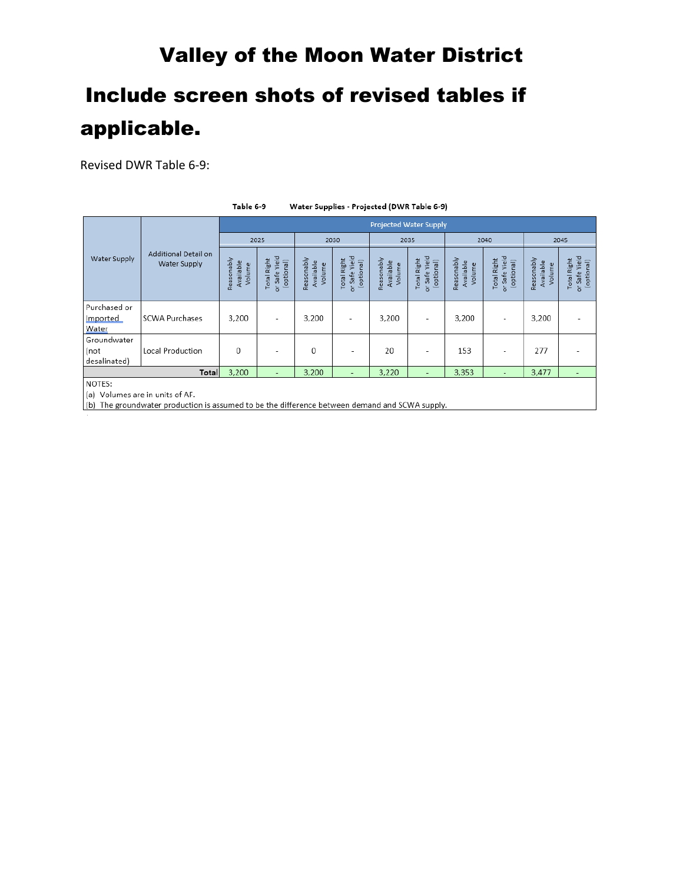# Valley of the Moon Water District

# Include screen shots of revised tables if applicable.

Revised DWR Table 6-9:

**Table 6-9 Water Supplies - Projected (DWR Table 6-9)**

| Water Supply | Additional Detail on Water Supply | Projected Water Supply | | | | | | | | | |
|---|---|---|---|---|---|---|---|---|---|---|---|
| | | 2025 | | 2030 | | 2035 | | 2040 | | 2045 | |
| | | Reasonably Available Volume | Total Right or Safe Yield (optional) | Reasonably Available Volume | Total Right or Safe Yield (optional) | Reasonably Available Volume | Total Right or Safe Yield (optional) | Reasonably Available Volume | Total Right or Safe Yield (optional) | Reasonably Available Volume | Total Right or Safe Yield (optional) |
| Purchased or Imported Water | SCWA Purchases | 3,200 | - | 3,200 | - | 3,200 | - | 3,200 | - | 3,200 | - |
| Groundwater (not desalinated) | Local Production | 0 | - | 0 | - | 20 | - | 153 | - | 277 | - |
| | Total | 3,200 | - | 3,200 | - | 3,220 | - | 3,353 | - | 3,477 | - |

NOTES:
(a) Volumes are in units of AF.
(b) The groundwater production is assumed to be the difference between demand and SCWA supply.